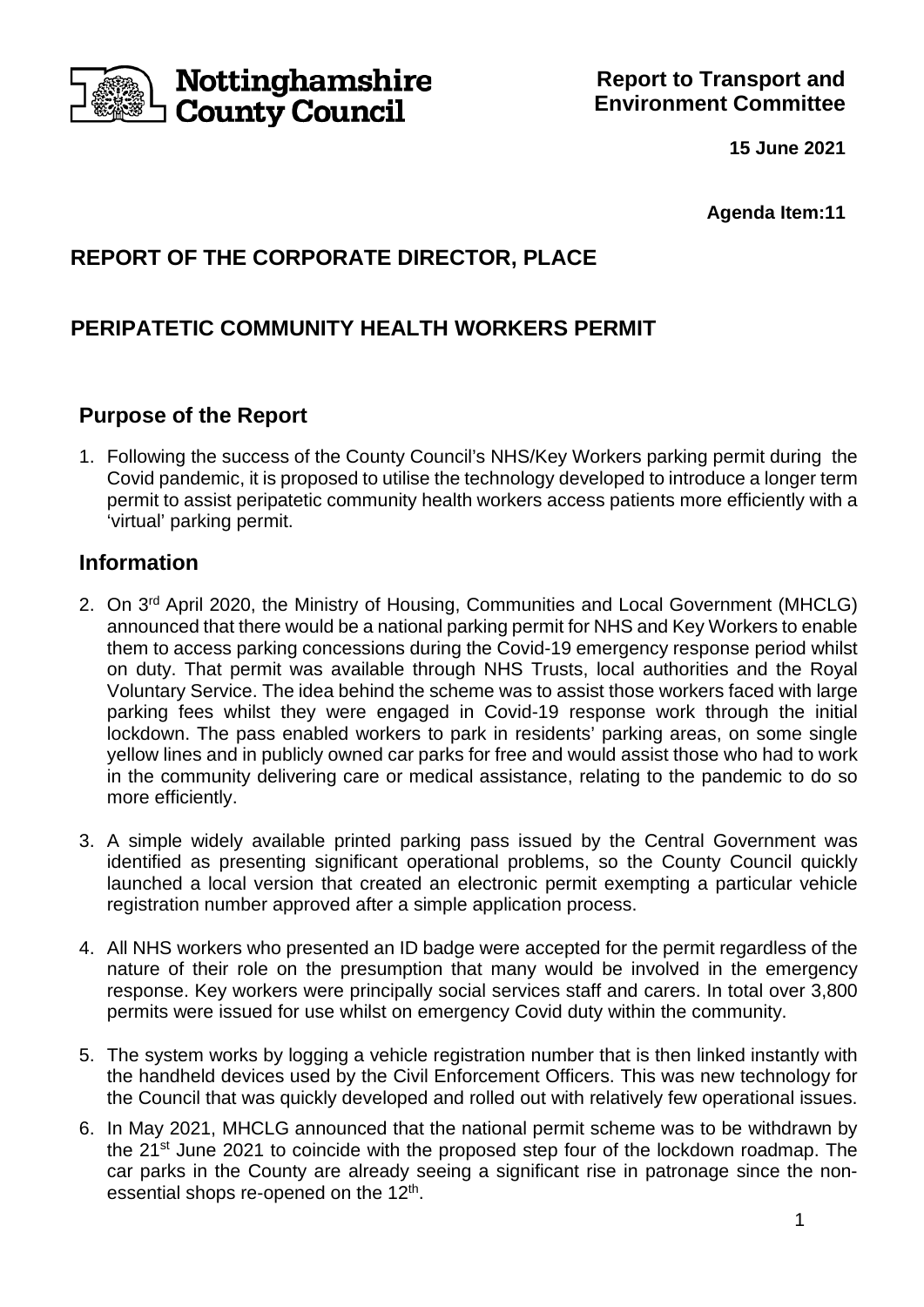Nottinghamshire County Council

**Report to Transport and Environment Committee**

**15 June 2021**

**Agenda Item:11**

## REPORT OF THE CORPORATE DIRECTOR, PLACE

## PERIPATETIC COMMUNITY HEALTH WORKERS PERMIT

### Purpose of the Report

1. Following the success of the County Council's NHS/Key Workers parking permit during the Covid pandemic, it is proposed to utilise the technology developed to introduce a longer term permit to assist peripatetic community health workers access patients more efficiently with a 'virtual' parking permit.

### Information

2. On 3rd April 2020, the Ministry of Housing, Communities and Local Government (MHCLG) announced that there would be a national parking permit for NHS and Key Workers to enable them to access parking concessions during the Covid-19 emergency response period whilst on duty. That permit was available through NHS Trusts, local authorities and the Royal Voluntary Service. The idea behind the scheme was to assist those workers faced with large parking fees whilst they were engaged in Covid-19 response work through the initial lockdown. The pass enabled workers to park in residents' parking areas, on some single yellow lines and in publicly owned car parks for free and would assist those who had to work in the community delivering care or medical assistance, relating to the pandemic to do so more efficiently.

3. A simple widely available printed parking pass issued by the Central Government was identified as presenting significant operational problems, so the County Council quickly launched a local version that created an electronic permit exempting a particular vehicle registration number approved after a simple application process.

4. All NHS workers who presented an ID badge were accepted for the permit regardless of the nature of their role on the presumption that many would be involved in the emergency response. Key workers were principally social services staff and carers. In total over 3,800 permits were issued for use whilst on emergency Covid duty within the community.

5. The system works by logging a vehicle registration number that is then linked instantly with the handheld devices used by the Civil Enforcement Officers. This was new technology for the Council that was quickly developed and rolled out with relatively few operational issues.

6. In May 2021, MHCLG announced that the national permit scheme was to be withdrawn by the 21st June 2021 to coincide with the proposed step four of the lockdown roadmap. The car parks in the County are already seeing a significant rise in patronage since the non-essential shops re-opened on the 12th.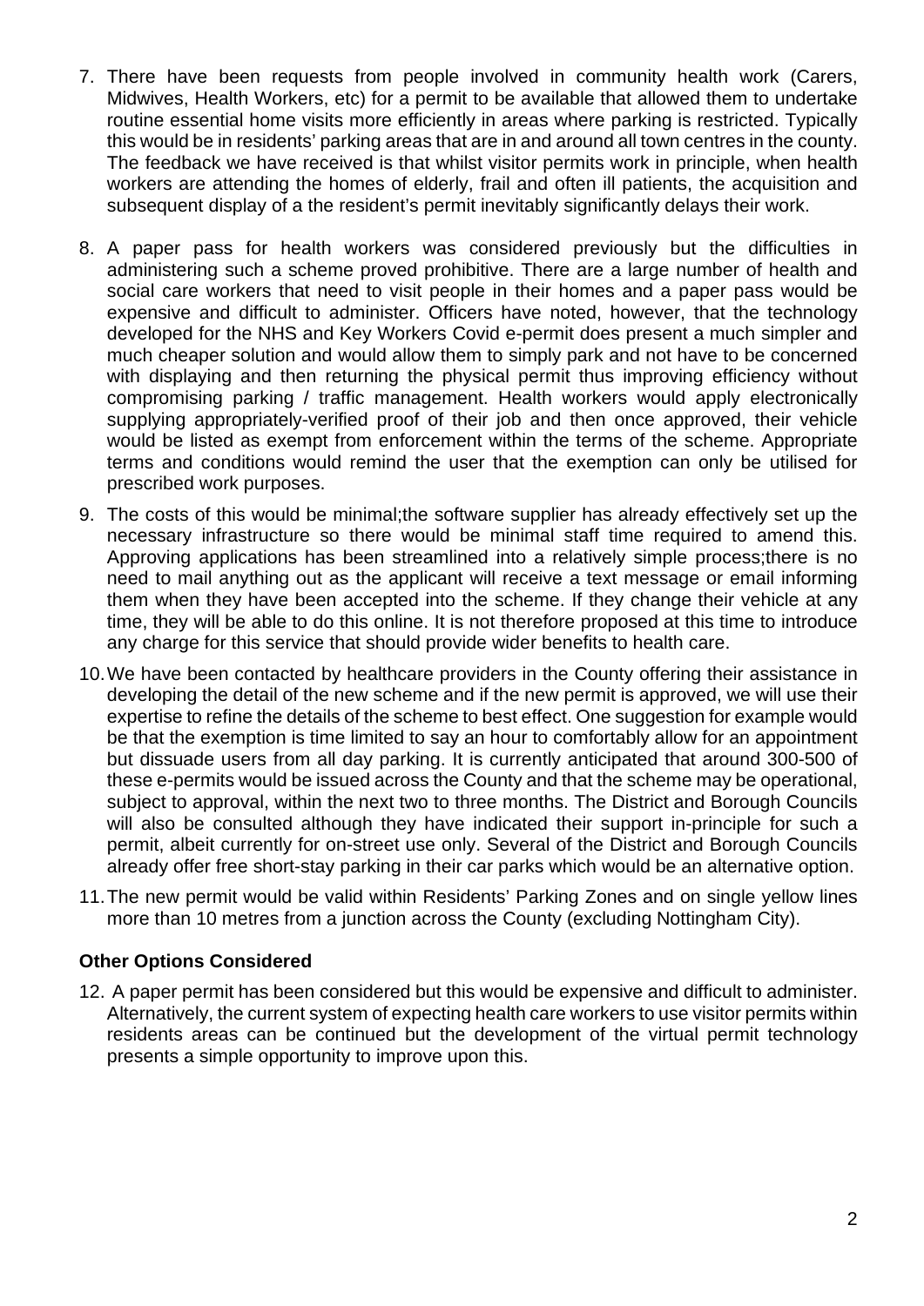7. There have been requests from people involved in community health work (Carers, Midwives, Health Workers, etc) for a permit to be available that allowed them to undertake routine essential home visits more efficiently in areas where parking is restricted. Typically this would be in residents' parking areas that are in and around all town centres in the county. The feedback we have received is that whilst visitor permits work in principle, when health workers are attending the homes of elderly, frail and often ill patients, the acquisition and subsequent display of a the resident's permit inevitably significantly delays their work.

8. A paper pass for health workers was considered previously but the difficulties in administering such a scheme proved prohibitive. There are a large number of health and social care workers that need to visit people in their homes and a paper pass would be expensive and difficult to administer. Officers have noted, however, that the technology developed for the NHS and Key Workers Covid e-permit does present a much simpler and much cheaper solution and would allow them to simply park and not have to be concerned with displaying and then returning the physical permit thus improving efficiency without compromising parking / traffic management. Health workers would apply electronically supplying appropriately-verified proof of their job and then once approved, their vehicle would be listed as exempt from enforcement within the terms of the scheme. Appropriate terms and conditions would remind the user that the exemption can only be utilised for prescribed work purposes.

9. The costs of this would be minimal;the software supplier has already effectively set up the necessary infrastructure so there would be minimal staff time required to amend this. Approving applications has been streamlined into a relatively simple process;there is no need to mail anything out as the applicant will receive a text message or email informing them when they have been accepted into the scheme. If they change their vehicle at any time, they will be able to do this online. It is not therefore proposed at this time to introduce any charge for this service that should provide wider benefits to health care.

10. We have been contacted by healthcare providers in the County offering their assistance in developing the detail of the new scheme and if the new permit is approved, we will use their expertise to refine the details of the scheme to best effect. One suggestion for example would be that the exemption is time limited to say an hour to comfortably allow for an appointment but dissuade users from all day parking. It is currently anticipated that around 300-500 of these e-permits would be issued across the County and that the scheme may be operational, subject to approval, within the next two to three months. The District and Borough Councils will also be consulted although they have indicated their support in-principle for such a permit, albeit currently for on-street use only. Several of the District and Borough Councils already offer free short-stay parking in their car parks which would be an alternative option.

11. The new permit would be valid within Residents' Parking Zones and on single yellow lines more than 10 metres from a junction across the County (excluding Nottingham City).

**Other Options Considered**

12. A paper permit has been considered but this would be expensive and difficult to administer. Alternatively, the current system of expecting health care workers to use visitor permits within residents areas can be continued but the development of the virtual permit technology presents a simple opportunity to improve upon this.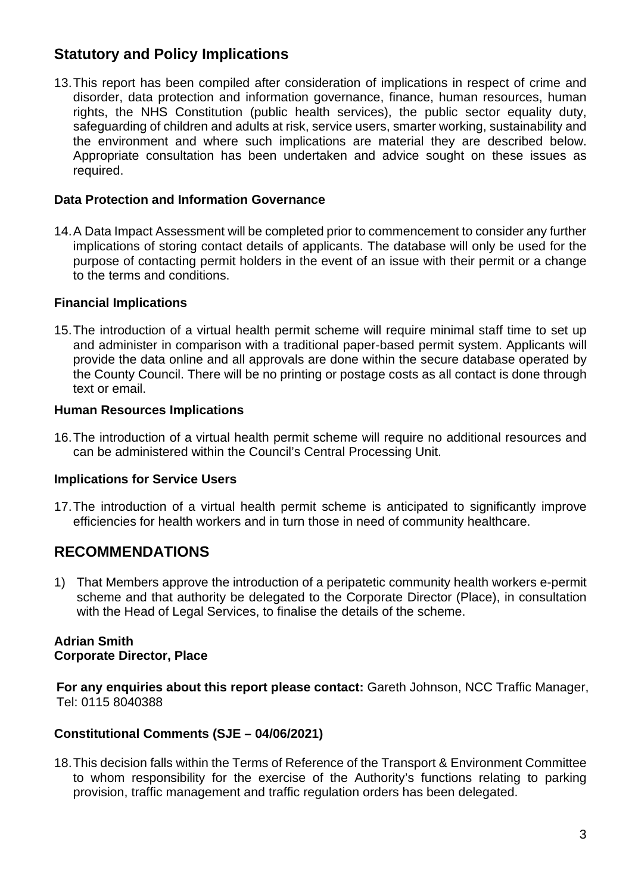## Statutory and Policy Implications

13. This report has been compiled after consideration of implications in respect of crime and disorder, data protection and information governance, finance, human resources, human rights, the NHS Constitution (public health services), the public sector equality duty, safeguarding of children and adults at risk, service users, smarter working, sustainability and the environment and where such implications are material they are described below. Appropriate consultation has been undertaken and advice sought on these issues as required.

### Data Protection and Information Governance

14. A Data Impact Assessment will be completed prior to commencement to consider any further implications of storing contact details of applicants. The database will only be used for the purpose of contacting permit holders in the event of an issue with their permit or a change to the terms and conditions.

### Financial Implications

15. The introduction of a virtual health permit scheme will require minimal staff time to set up and administer in comparison with a traditional paper-based permit system. Applicants will provide the data online and all approvals are done within the secure database operated by the County Council. There will be no printing or postage costs as all contact is done through text or email.

### Human Resources Implications

16. The introduction of a virtual health permit scheme will require no additional resources and can be administered within the Council's Central Processing Unit.

### Implications for Service Users

17. The introduction of a virtual health permit scheme is anticipated to significantly improve efficiencies for health workers and in turn those in need of community healthcare.

## RECOMMENDATIONS

1) That Members approve the introduction of a peripatetic community health workers e-permit scheme and that authority be delegated to the Corporate Director (Place), in consultation with the Head of Legal Services, to finalise the details of the scheme.

**Adrian Smith**
**Corporate Director, Place**

**For any enquiries about this report please contact:** Gareth Johnson, NCC Traffic Manager, Tel: 0115 8040388

### Constitutional Comments (SJE – 04/06/2021)

18. This decision falls within the Terms of Reference of the Transport & Environment Committee to whom responsibility for the exercise of the Authority's functions relating to parking provision, traffic management and traffic regulation orders has been delegated.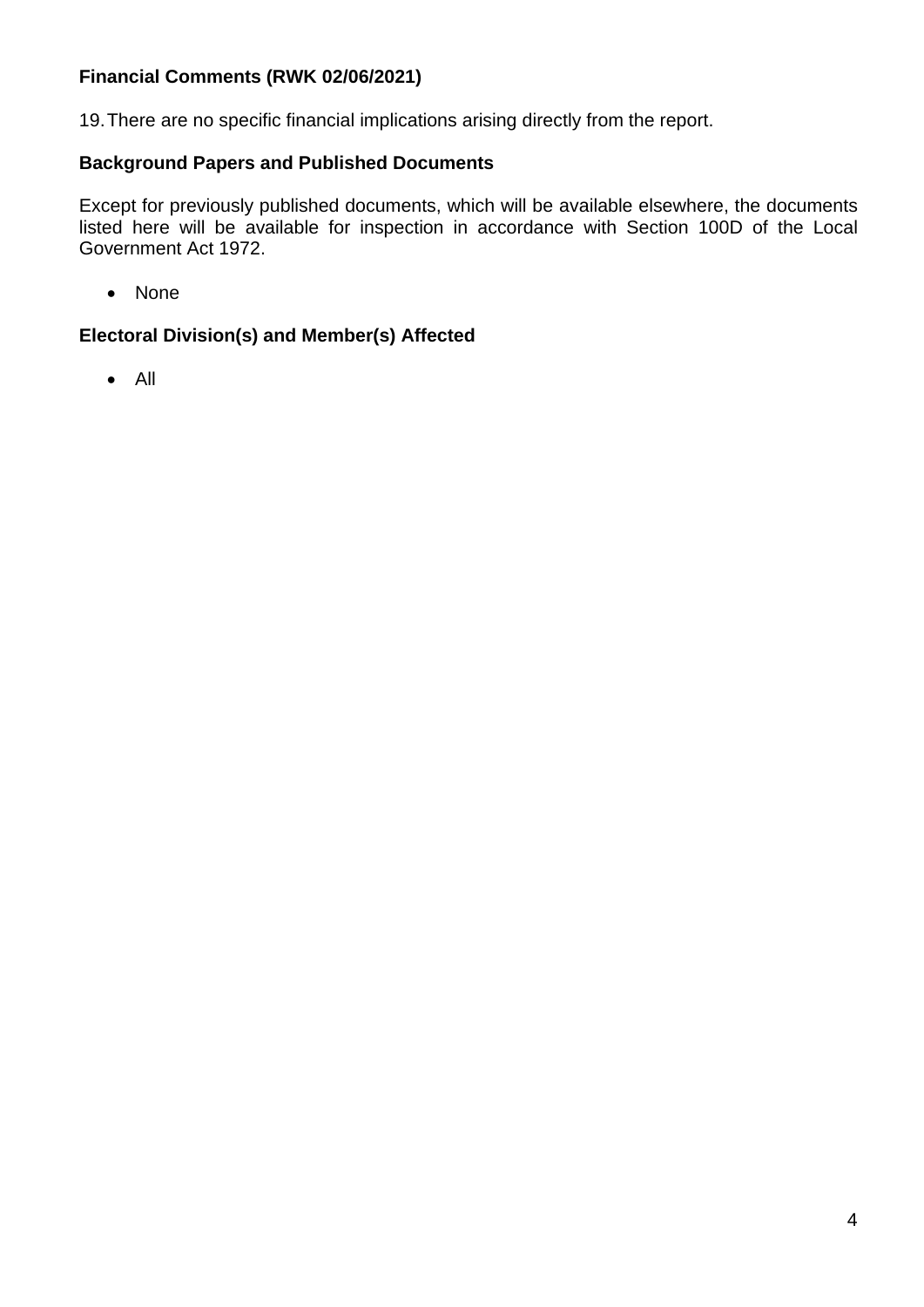**Financial Comments (RWK 02/06/2021)**

19. There are no specific financial implications arising directly from the report.

**Background Papers and Published Documents**

Except for previously published documents, which will be available elsewhere, the documents listed here will be available for inspection in accordance with Section 100D of the Local Government Act 1972.

- None

**Electoral Division(s) and Member(s) Affected**

- All